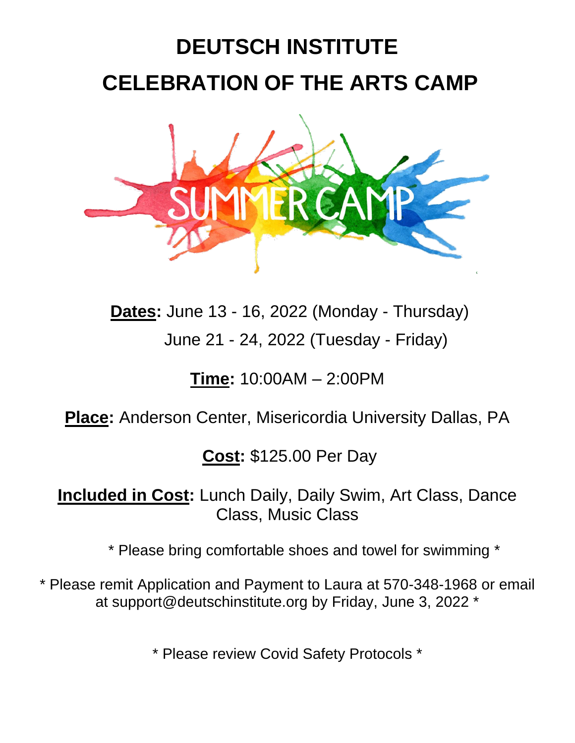# DEUTSCH INSTITUTE

# CELEBRATION OF THE ARTS CAMP

SUMMER CAMP

**<u>Dates</u>:** June 13 - 16, 2022 (Monday - Thursday)
June 21 - 24, 2022 (Tuesday - Friday)

**<u>Time</u>:** 10:00AM – 2:00PM

**<u>Place</u>:** Anderson Center, Misericordia University Dallas, PA

**<u>Cost</u>:** $125.00 Per Day

**<u>Included in Cost</u>:** Lunch Daily, Daily Swim, Art Class, Dance Class, Music Class

* Please bring comfortable shoes and towel for swimming *

* Please remit Application and Payment to Laura at 570-348-1968 or email at support@deutschinstitute.org by Friday, June 3, 2022 *

* Please review Covid Safety Protocols *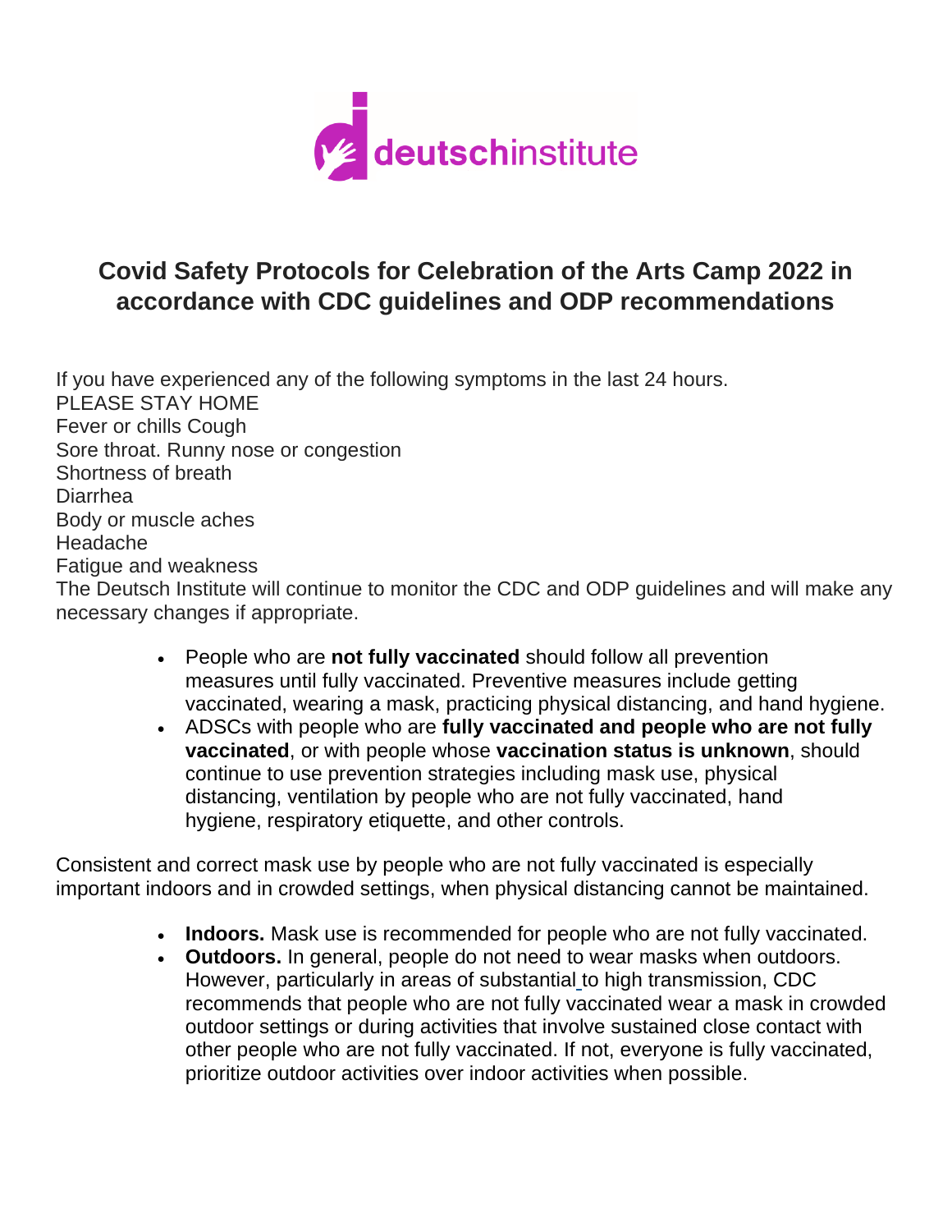deutschinstitute

## Covid Safety Protocols for Celebration of the Arts Camp 2022 in accordance with CDC guidelines and ODP recommendations

If you have experienced any of the following symptoms in the last 24 hours.
PLEASE STAY HOME
Fever or chills Cough
Sore throat. Runny nose or congestion
Shortness of breath
Diarrhea
Body or muscle aches
Headache
Fatigue and weakness
The Deutsch Institute will continue to monitor the CDC and ODP guidelines and will make any necessary changes if appropriate.

- People who are **not fully vaccinated** should follow all prevention measures until fully vaccinated. Preventive measures include getting vaccinated, wearing a mask, practicing physical distancing, and hand hygiene.
- ADSCs with people who are **fully vaccinated and people who are not fully vaccinated**, or with people whose **vaccination status is unknown**, should continue to use prevention strategies including mask use, physical distancing, ventilation by people who are not fully vaccinated, hand hygiene, respiratory etiquette, and other controls.

Consistent and correct mask use by people who are not fully vaccinated is especially important indoors and in crowded settings, when physical distancing cannot be maintained.

- **Indoors.** Mask use is recommended for people who are not fully vaccinated.
- **Outdoors.** In general, people do not need to wear masks when outdoors. However, particularly in areas of substantial to high transmission, CDC recommends that people who are not fully vaccinated wear a mask in crowded outdoor settings or during activities that involve sustained close contact with other people who are not fully vaccinated. If not, everyone is fully vaccinated, prioritize outdoor activities over indoor activities when possible.